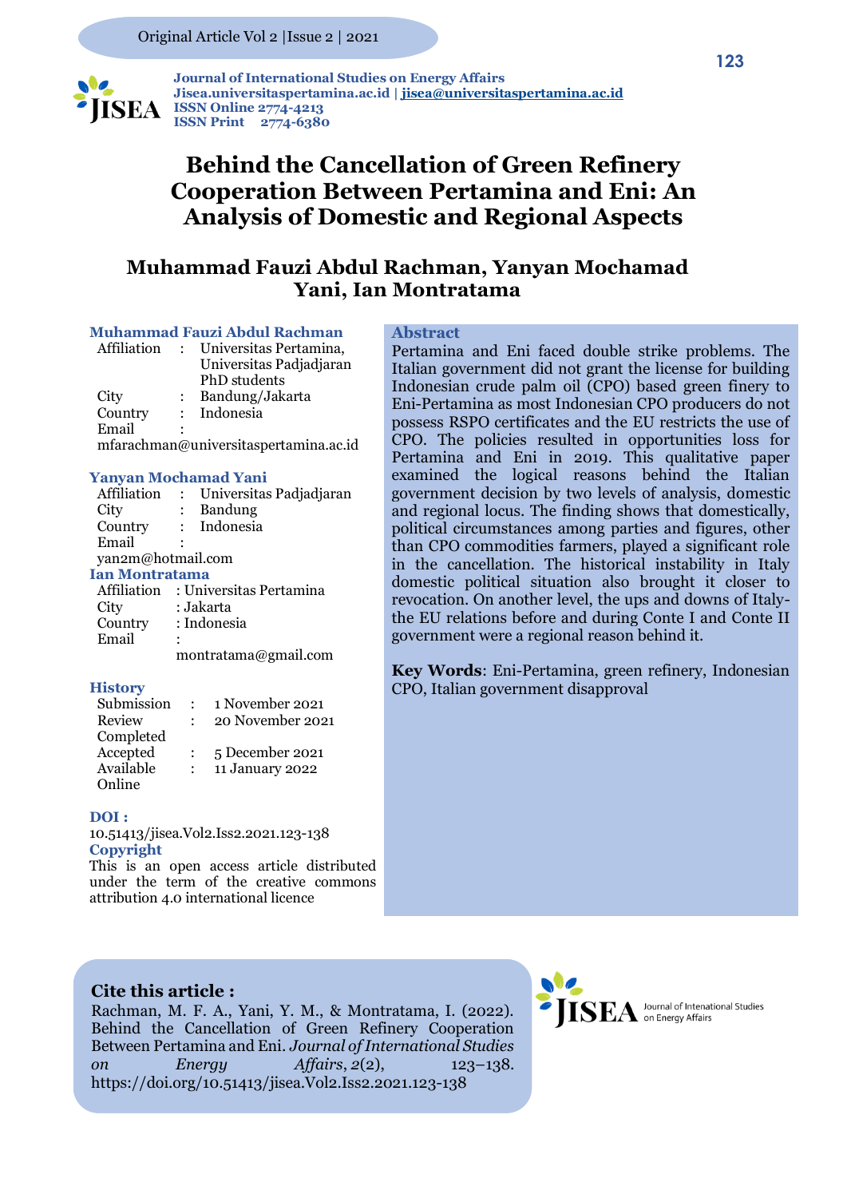# Behind the Cancellation of Green Refinery Cooperation Between Pertamina and Eni: An Analysis of Domestic and Regional Aspects

## Muhammad Fauzi Abdul Rachman, Yanyan Mochamad Yani, Ian Montratama

**Muhammad Fauzi Abdul Rachman**

Affiliation : Universitas Pertamina, Universitas Padjadjaran PhD students
City : Bandung/Jakarta
Country : Indonesia
Email : mfarachman@universitaspertamina.ac.id

**Yanyan Mochamad Yani**

Affiliation : Universitas Padjadjaran
City : Bandung
Country : Indonesia
Email : yan2m@hotmail.com

**Ian Montratama**

Affiliation : Universitas Pertamina
City : Jakarta
Country : Indonesia
Email : montratama@gmail.com

**History**

| | | |
|---|---|---|
| Submission | : | 1 November 2021 |
| Review Completed | : | 20 November 2021 |
| Accepted | : | 5 December 2021 |
| Available Online | : | 11 January 2022 |

**DOI :**
10.51413/jisea.Vol2.Iss2.2021.123-138

**Copyright**
This is an open access article distributed under the term of the creative commons attribution 4.0 international licence

**Abstract**

Pertamina and Eni faced double strike problems. The Italian government did not grant the license for building Indonesian crude palm oil (CPO) based green finery to Eni-Pertamina as most Indonesian CPO producers do not possess RSPO certificates and the EU restricts the use of CPO. The policies resulted in opportunities loss for Pertamina and Eni in 2019. This qualitative paper examined the logical reasons behind the Italian government decision by two levels of analysis, domestic and regional locus. The finding shows that domestically, political circumstances among parties and figures, other than CPO commodities farmers, played a significant role in the cancellation. The historical instability in Italy domestic political situation also brought it closer to revocation. On another level, the ups and downs of Italy-the EU relations before and during Conte I and Conte II government were a regional reason behind it.

**Key Words**: Eni-Pertamina, green refinery, Indonesian CPO, Italian government disapproval

**Cite this article :**
Rachman, M. F. A., Yani, Y. M., & Montratama, I. (2022). Behind the Cancellation of Green Refinery Cooperation Between Pertamina and Eni. *Journal of International Studies on Energy Affairs*, *2*(2), 123–138. https://doi.org/10.51413/jisea.Vol2.Iss2.2021.123-138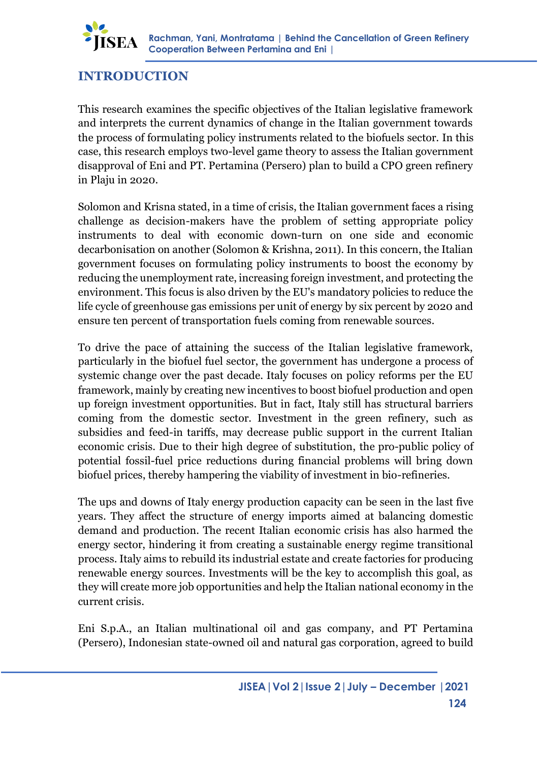# INTRODUCTION

This research examines the specific objectives of the Italian legislative framework and interprets the current dynamics of change in the Italian government towards the process of formulating policy instruments related to the biofuels sector. In this case, this research employs two-level game theory to assess the Italian government disapproval of Eni and PT. Pertamina (Persero) plan to build a CPO green refinery in Plaju in 2020.

Solomon and Krisna stated, in a time of crisis, the Italian government faces a rising challenge as decision-makers have the problem of setting appropriate policy instruments to deal with economic down-turn on one side and economic decarbonisation on another (Solomon & Krishna, 2011). In this concern, the Italian government focuses on formulating policy instruments to boost the economy by reducing the unemployment rate, increasing foreign investment, and protecting the environment. This focus is also driven by the EU's mandatory policies to reduce the life cycle of greenhouse gas emissions per unit of energy by six percent by 2020 and ensure ten percent of transportation fuels coming from renewable sources.

To drive the pace of attaining the success of the Italian legislative framework, particularly in the biofuel fuel sector, the government has undergone a process of systemic change over the past decade. Italy focuses on policy reforms per the EU framework, mainly by creating new incentives to boost biofuel production and open up foreign investment opportunities. But in fact, Italy still has structural barriers coming from the domestic sector. Investment in the green refinery, such as subsidies and feed-in tariffs, may decrease public support in the current Italian economic crisis. Due to their high degree of substitution, the pro-public policy of potential fossil-fuel price reductions during financial problems will bring down biofuel prices, thereby hampering the viability of investment in bio-refineries.

The ups and downs of Italy energy production capacity can be seen in the last five years. They affect the structure of energy imports aimed at balancing domestic demand and production. The recent Italian economic crisis has also harmed the energy sector, hindering it from creating a sustainable energy regime transitional process. Italy aims to rebuild its industrial estate and create factories for producing renewable energy sources. Investments will be the key to accomplish this goal, as they will create more job opportunities and help the Italian national economy in the current crisis.

Eni S.p.A., an Italian multinational oil and gas company, and PT Pertamina (Persero), Indonesian state-owned oil and natural gas corporation, agreed to build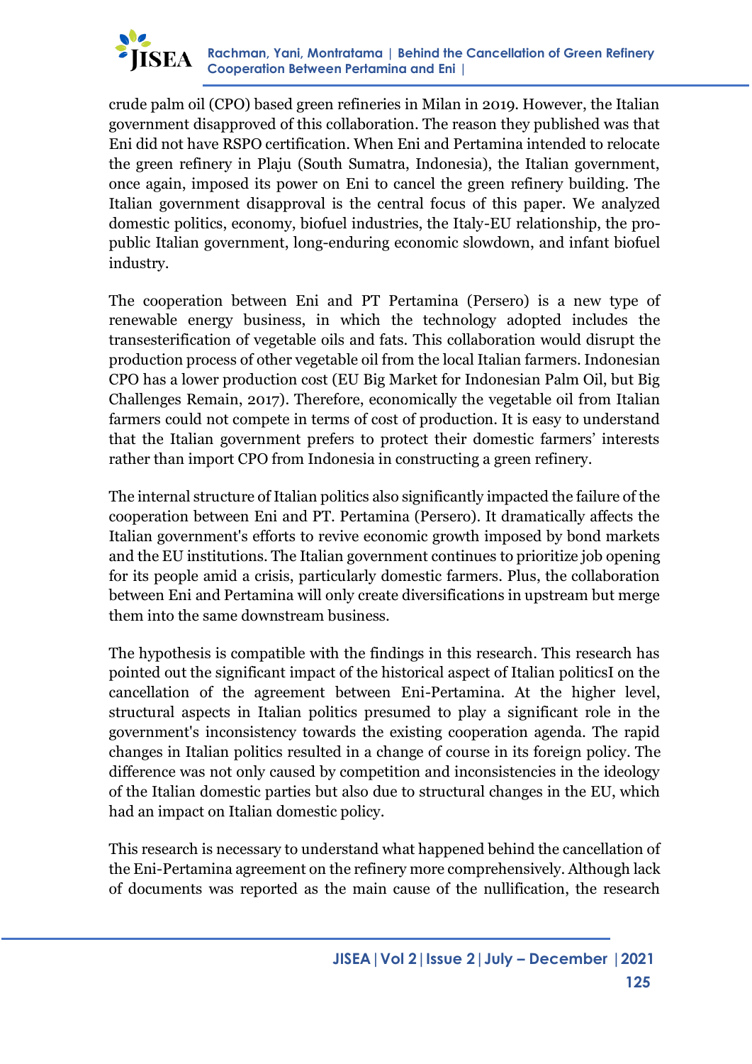crude palm oil (CPO) based green refineries in Milan in 2019. However, the Italian government disapproved of this collaboration. The reason they published was that Eni did not have RSPO certification. When Eni and Pertamina intended to relocate the green refinery in Plaju (South Sumatra, Indonesia), the Italian government, once again, imposed its power on Eni to cancel the green refinery building. The Italian government disapproval is the central focus of this paper. We analyzed domestic politics, economy, biofuel industries, the Italy-EU relationship, the pro-public Italian government, long-enduring economic slowdown, and infant biofuel industry.

The cooperation between Eni and PT Pertamina (Persero) is a new type of renewable energy business, in which the technology adopted includes the transesterification of vegetable oils and fats. This collaboration would disrupt the production process of other vegetable oil from the local Italian farmers. Indonesian CPO has a lower production cost (EU Big Market for Indonesian Palm Oil, but Big Challenges Remain, 2017). Therefore, economically the vegetable oil from Italian farmers could not compete in terms of cost of production. It is easy to understand that the Italian government prefers to protect their domestic farmers' interests rather than import CPO from Indonesia in constructing a green refinery.

The internal structure of Italian politics also significantly impacted the failure of the cooperation between Eni and PT. Pertamina (Persero). It dramatically affects the Italian government's efforts to revive economic growth imposed by bond markets and the EU institutions. The Italian government continues to prioritize job opening for its people amid a crisis, particularly domestic farmers. Plus, the collaboration between Eni and Pertamina will only create diversifications in upstream but merge them into the same downstream business.

The hypothesis is compatible with the findings in this research. This research has pointed out the significant impact of the historical aspect of Italian politicsI on the cancellation of the agreement between Eni-Pertamina. At the higher level, structural aspects in Italian politics presumed to play a significant role in the government's inconsistency towards the existing cooperation agenda. The rapid changes in Italian politics resulted in a change of course in its foreign policy. The difference was not only caused by competition and inconsistencies in the ideology of the Italian domestic parties but also due to structural changes in the EU, which had an impact on Italian domestic policy.

This research is necessary to understand what happened behind the cancellation of the Eni-Pertamina agreement on the refinery more comprehensively. Although lack of documents was reported as the main cause of the nullification, the research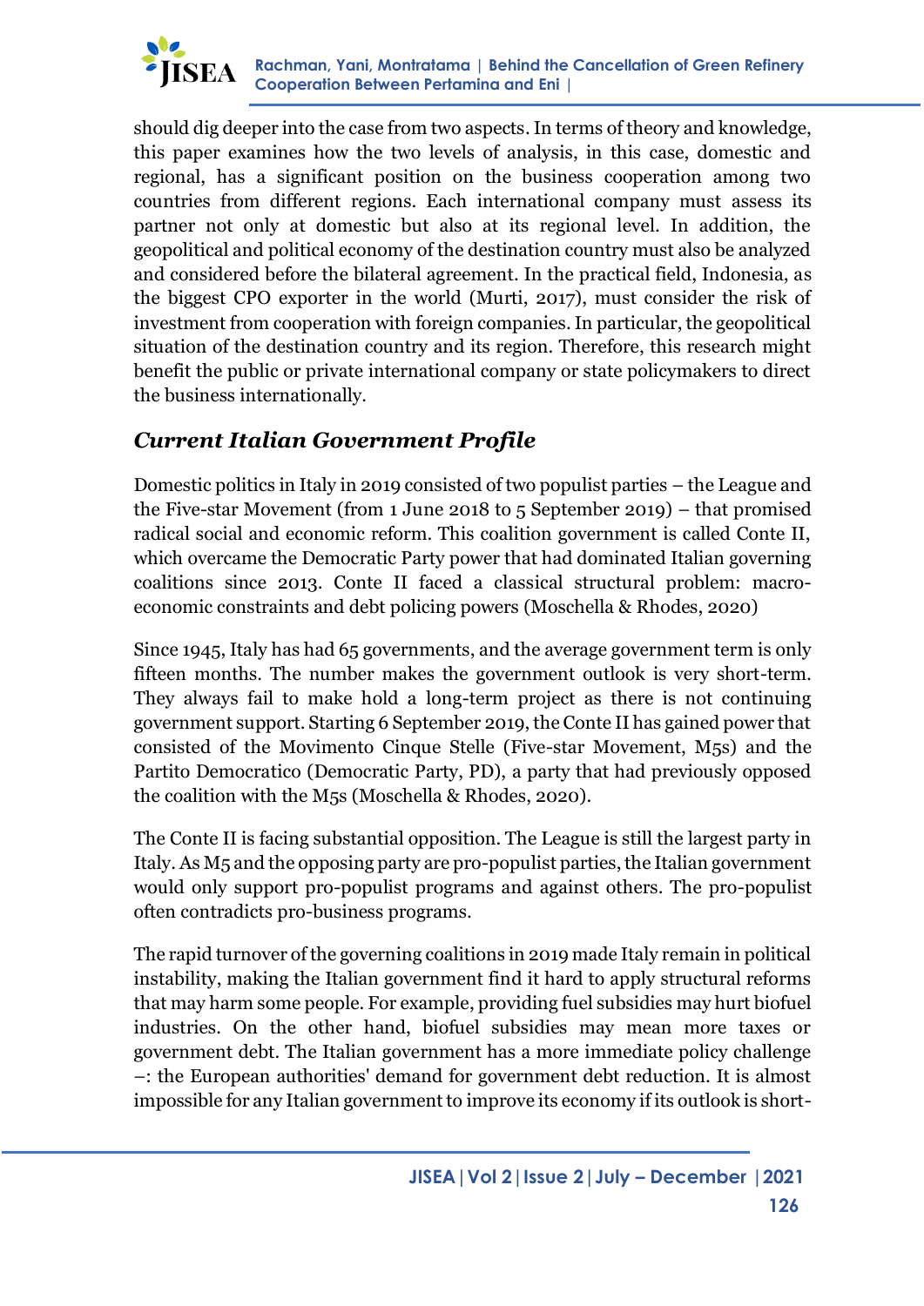should dig deeper into the case from two aspects. In terms of theory and knowledge, this paper examines how the two levels of analysis, in this case, domestic and regional, has a significant position on the business cooperation among two countries from different regions. Each international company must assess its partner not only at domestic but also at its regional level. In addition, the geopolitical and political economy of the destination country must also be analyzed and considered before the bilateral agreement. In the practical field, Indonesia, as the biggest CPO exporter in the world (Murti, 2017), must consider the risk of investment from cooperation with foreign companies. In particular, the geopolitical situation of the destination country and its region. Therefore, this research might benefit the public or private international company or state policymakers to direct the business internationally.

## *Current Italian Government Profile*

Domestic politics in Italy in 2019 consisted of two populist parties – the League and the Five-star Movement (from 1 June 2018 to 5 September 2019) – that promised radical social and economic reform. This coalition government is called Conte II, which overcame the Democratic Party power that had dominated Italian governing coalitions since 2013. Conte II faced a classical structural problem: macro-economic constraints and debt policing powers (Moschella & Rhodes, 2020)

Since 1945, Italy has had 65 governments, and the average government term is only fifteen months. The number makes the government outlook is very short-term. They always fail to make hold a long-term project as there is not continuing government support. Starting 6 September 2019, the Conte II has gained power that consisted of the Movimento Cinque Stelle (Five-star Movement, M5s) and the Partito Democratico (Democratic Party, PD), a party that had previously opposed the coalition with the M5s (Moschella & Rhodes, 2020).

The Conte II is facing substantial opposition. The League is still the largest party in Italy. As M5 and the opposing party are pro-populist parties, the Italian government would only support pro-populist programs and against others. The pro-populist often contradicts pro-business programs.

The rapid turnover of the governing coalitions in 2019 made Italy remain in political instability, making the Italian government find it hard to apply structural reforms that may harm some people. For example, providing fuel subsidies may hurt biofuel industries. On the other hand, biofuel subsidies may mean more taxes or government debt. The Italian government has a more immediate policy challenge –: the European authorities' demand for government debt reduction. It is almost impossible for any Italian government to improve its economy if its outlook is short-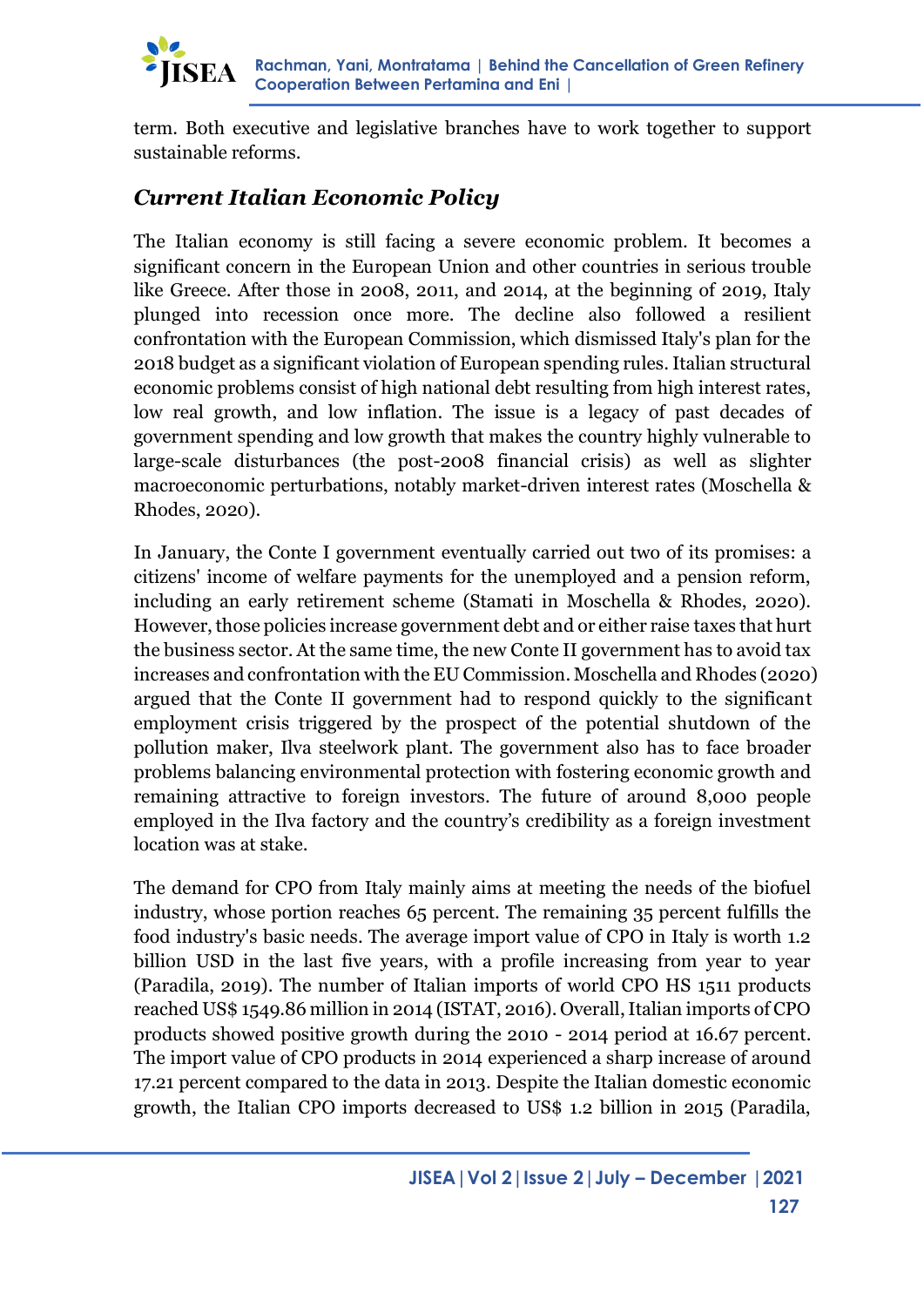term. Both executive and legislative branches have to work together to support sustainable reforms.

## *Current Italian Economic Policy*

The Italian economy is still facing a severe economic problem. It becomes a significant concern in the European Union and other countries in serious trouble like Greece. After those in 2008, 2011, and 2014, at the beginning of 2019, Italy plunged into recession once more. The decline also followed a resilient confrontation with the European Commission, which dismissed Italy's plan for the 2018 budget as a significant violation of European spending rules. Italian structural economic problems consist of high national debt resulting from high interest rates, low real growth, and low inflation. The issue is a legacy of past decades of government spending and low growth that makes the country highly vulnerable to large-scale disturbances (the post-2008 financial crisis) as well as slighter macroeconomic perturbations, notably market-driven interest rates (Moschella & Rhodes, 2020).

In January, the Conte I government eventually carried out two of its promises: a citizens' income of welfare payments for the unemployed and a pension reform, including an early retirement scheme (Stamati in Moschella & Rhodes, 2020). However, those policies increase government debt and or either raise taxes that hurt the business sector. At the same time, the new Conte II government has to avoid tax increases and confrontation with the EU Commission. Moschella and Rhodes (2020) argued that the Conte II government had to respond quickly to the significant employment crisis triggered by the prospect of the potential shutdown of the pollution maker, Ilva steelwork plant. The government also has to face broader problems balancing environmental protection with fostering economic growth and remaining attractive to foreign investors. The future of around 8,000 people employed in the Ilva factory and the country's credibility as a foreign investment location was at stake.

The demand for CPO from Italy mainly aims at meeting the needs of the biofuel industry, whose portion reaches 65 percent. The remaining 35 percent fulfills the food industry's basic needs. The average import value of CPO in Italy is worth 1.2 billion USD in the last five years, with a profile increasing from year to year (Paradila, 2019). The number of Italian imports of world CPO HS 1511 products reached US$ 1549.86 million in 2014 (ISTAT, 2016). Overall, Italian imports of CPO products showed positive growth during the 2010 - 2014 period at 16.67 percent. The import value of CPO products in 2014 experienced a sharp increase of around 17.21 percent compared to the data in 2013. Despite the Italian domestic economic growth, the Italian CPO imports decreased to US$ 1.2 billion in 2015 (Paradila,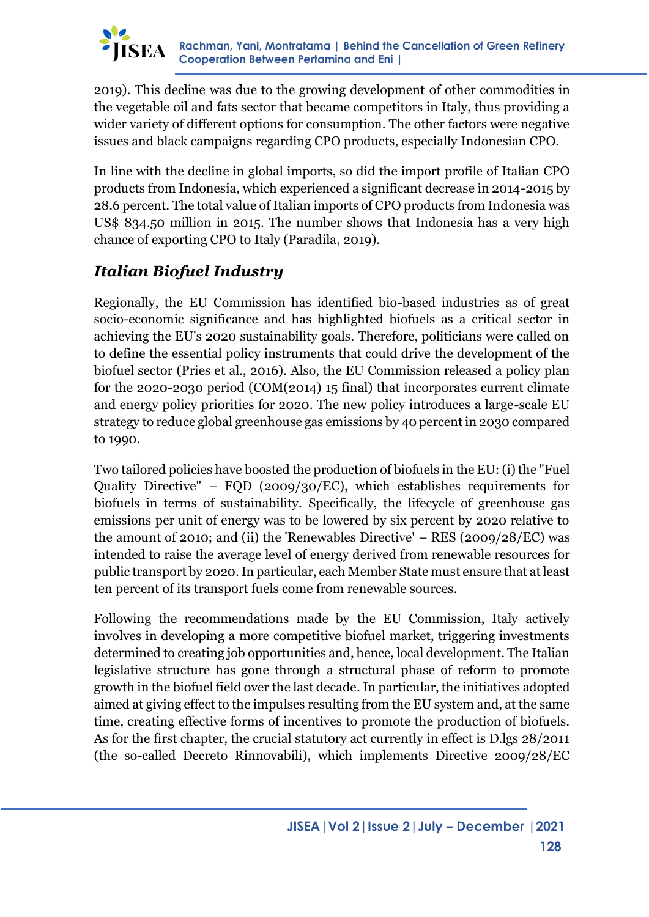2019). This decline was due to the growing development of other commodities in the vegetable oil and fats sector that became competitors in Italy, thus providing a wider variety of different options for consumption. The other factors were negative issues and black campaigns regarding CPO products, especially Indonesian CPO.

In line with the decline in global imports, so did the import profile of Italian CPO products from Indonesia, which experienced a significant decrease in 2014-2015 by 28.6 percent. The total value of Italian imports of CPO products from Indonesia was US$ 834.50 million in 2015. The number shows that Indonesia has a very high chance of exporting CPO to Italy (Paradila, 2019).

### *Italian Biofuel Industry*

Regionally, the EU Commission has identified bio-based industries as of great socio-economic significance and has highlighted biofuels as a critical sector in achieving the EU's 2020 sustainability goals. Therefore, politicians were called on to define the essential policy instruments that could drive the development of the biofuel sector (Pries et al., 2016). Also, the EU Commission released a policy plan for the 2020-2030 period (COM(2014) 15 final) that incorporates current climate and energy policy priorities for 2020. The new policy introduces a large-scale EU strategy to reduce global greenhouse gas emissions by 40 percent in 2030 compared to 1990.

Two tailored policies have boosted the production of biofuels in the EU: (i) the "Fuel Quality Directive" – FQD (2009/30/EC), which establishes requirements for biofuels in terms of sustainability. Specifically, the lifecycle of greenhouse gas emissions per unit of energy was to be lowered by six percent by 2020 relative to the amount of 2010; and (ii) the 'Renewables Directive' – RES (2009/28/EC) was intended to raise the average level of energy derived from renewable resources for public transport by 2020. In particular, each Member State must ensure that at least ten percent of its transport fuels come from renewable sources.

Following the recommendations made by the EU Commission, Italy actively involves in developing a more competitive biofuel market, triggering investments determined to creating job opportunities and, hence, local development. The Italian legislative structure has gone through a structural phase of reform to promote growth in the biofuel field over the last decade. In particular, the initiatives adopted aimed at giving effect to the impulses resulting from the EU system and, at the same time, creating effective forms of incentives to promote the production of biofuels. As for the first chapter, the crucial statutory act currently in effect is D.lgs 28/2011 (the so-called Decreto Rinnovabili), which implements Directive 2009/28/EC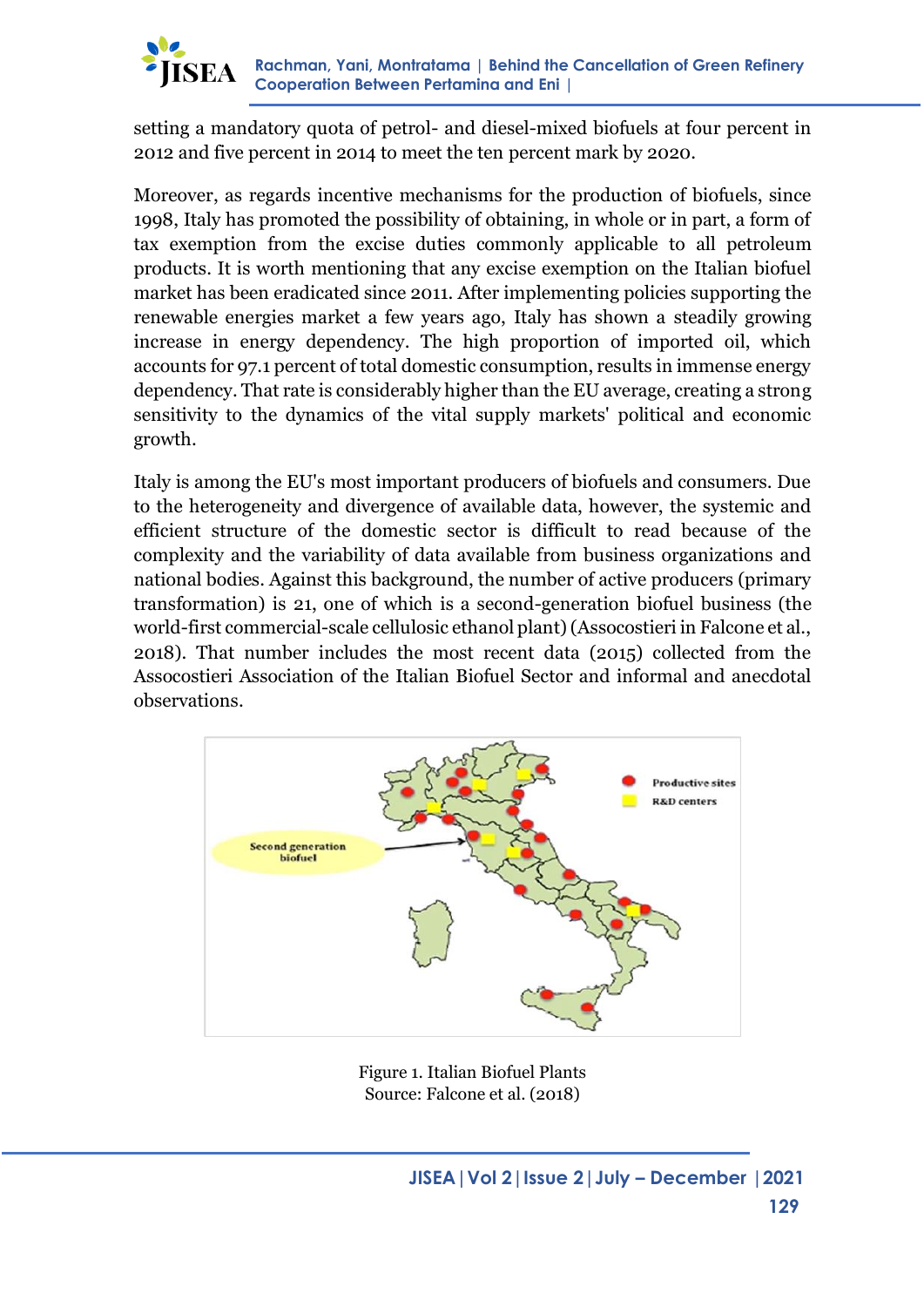setting a mandatory quota of petrol- and diesel-mixed biofuels at four percent in 2012 and five percent in 2014 to meet the ten percent mark by 2020.

Moreover, as regards incentive mechanisms for the production of biofuels, since 1998, Italy has promoted the possibility of obtaining, in whole or in part, a form of tax exemption from the excise duties commonly applicable to all petroleum products. It is worth mentioning that any excise exemption on the Italian biofuel market has been eradicated since 2011. After implementing policies supporting the renewable energies market a few years ago, Italy has shown a steadily growing increase in energy dependency. The high proportion of imported oil, which accounts for 97.1 percent of total domestic consumption, results in immense energy dependency. That rate is considerably higher than the EU average, creating a strong sensitivity to the dynamics of the vital supply markets' political and economic growth.

Italy is among the EU's most important producers of biofuels and consumers. Due to the heterogeneity and divergence of available data, however, the systemic and efficient structure of the domestic sector is difficult to read because of the complexity and the variability of data available from business organizations and national bodies. Against this background, the number of active producers (primary transformation) is 21, one of which is a second-generation biofuel business (the world-first commercial-scale cellulosic ethanol plant) (Assocostieri in Falcone et al., 2018). That number includes the most recent data (2015) collected from the Assocostieri Association of the Italian Biofuel Sector and informal and anecdotal observations.

Figure 1. Italian Biofuel Plants
Source: Falcone et al. (2018)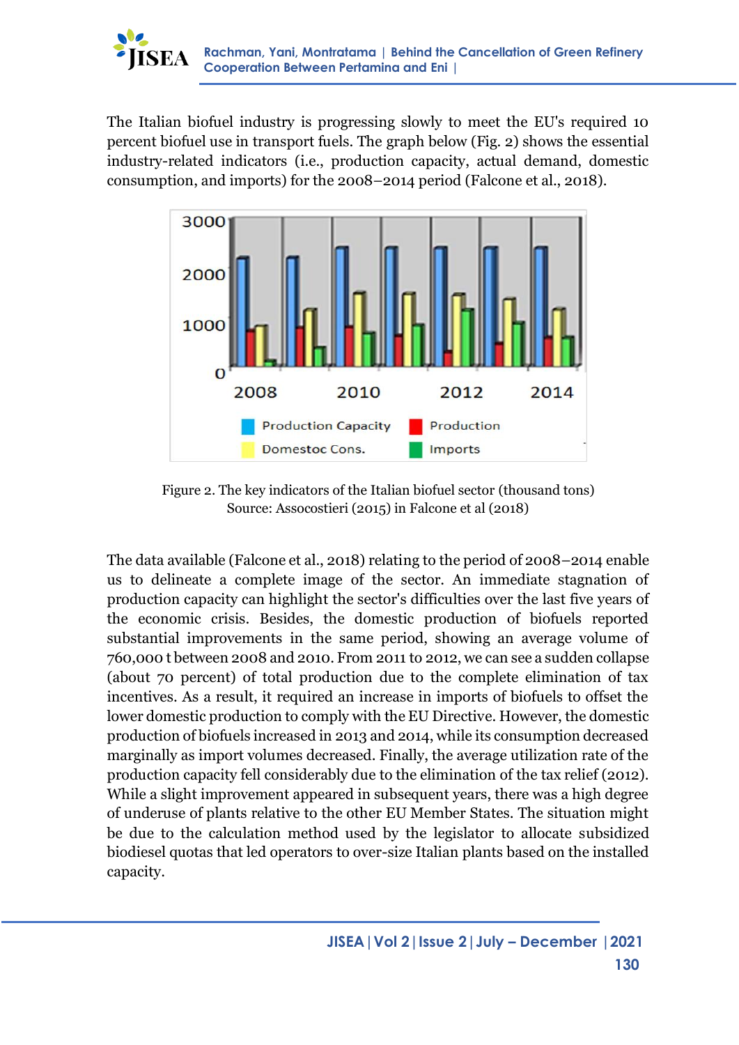The Italian biofuel industry is progressing slowly to meet the EU's required 10 percent biofuel use in transport fuels. The graph below (Fig. 2) shows the essential industry-related indicators (i.e., production capacity, actual demand, domestic consumption, and imports) for the 2008–2014 period (Falcone et al., 2018).

Figure 2. The key indicators of the Italian biofuel sector (thousand tons)
Source: Assocostieri (2015) in Falcone et al (2018)

The data available (Falcone et al., 2018) relating to the period of 2008–2014 enable us to delineate a complete image of the sector. An immediate stagnation of production capacity can highlight the sector's difficulties over the last five years of the economic crisis. Besides, the domestic production of biofuels reported substantial improvements in the same period, showing an average volume of 760,000 t between 2008 and 2010. From 2011 to 2012, we can see a sudden collapse (about 70 percent) of total production due to the complete elimination of tax incentives. As a result, it required an increase in imports of biofuels to offset the lower domestic production to comply with the EU Directive. However, the domestic production of biofuels increased in 2013 and 2014, while its consumption decreased marginally as import volumes decreased. Finally, the average utilization rate of the production capacity fell considerably due to the elimination of the tax relief (2012). While a slight improvement appeared in subsequent years, there was a high degree of underuse of plants relative to the other EU Member States. The situation might be due to the calculation method used by the legislator to allocate subsidized biodiesel quotas that led operators to over-size Italian plants based on the installed capacity.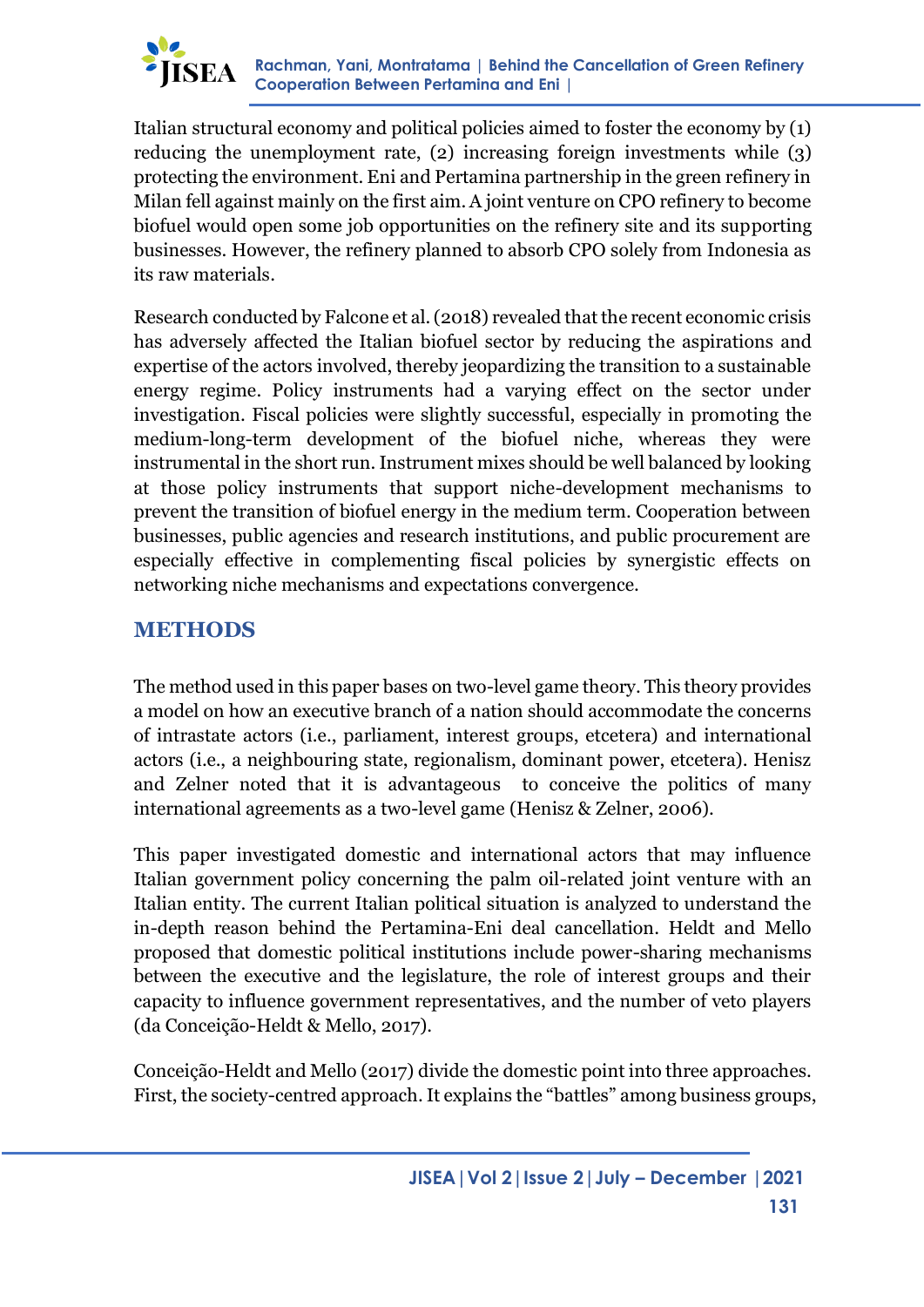Italian structural economy and political policies aimed to foster the economy by (1) reducing the unemployment rate, (2) increasing foreign investments while (3) protecting the environment. Eni and Pertamina partnership in the green refinery in Milan fell against mainly on the first aim. A joint venture on CPO refinery to become biofuel would open some job opportunities on the refinery site and its supporting businesses. However, the refinery planned to absorb CPO solely from Indonesia as its raw materials.

Research conducted by Falcone et al. (2018) revealed that the recent economic crisis has adversely affected the Italian biofuel sector by reducing the aspirations and expertise of the actors involved, thereby jeopardizing the transition to a sustainable energy regime. Policy instruments had a varying effect on the sector under investigation. Fiscal policies were slightly successful, especially in promoting the medium-long-term development of the biofuel niche, whereas they were instrumental in the short run. Instrument mixes should be well balanced by looking at those policy instruments that support niche-development mechanisms to prevent the transition of biofuel energy in the medium term. Cooperation between businesses, public agencies and research institutions, and public procurement are especially effective in complementing fiscal policies by synergistic effects on networking niche mechanisms and expectations convergence.

## METHODS

The method used in this paper bases on two-level game theory. This theory provides a model on how an executive branch of a nation should accommodate the concerns of intrastate actors (i.e., parliament, interest groups, etcetera) and international actors (i.e., a neighbouring state, regionalism, dominant power, etcetera). Henisz and Zelner noted that it is advantageous to conceive the politics of many international agreements as a two-level game (Henisz & Zelner, 2006).

This paper investigated domestic and international actors that may influence Italian government policy concerning the palm oil-related joint venture with an Italian entity. The current Italian political situation is analyzed to understand the in-depth reason behind the Pertamina-Eni deal cancellation. Heldt and Mello proposed that domestic political institutions include power-sharing mechanisms between the executive and the legislature, the role of interest groups and their capacity to influence government representatives, and the number of veto players (da Conceição-Heldt & Mello, 2017).

Conceição-Heldt and Mello (2017) divide the domestic point into three approaches. First, the society-centred approach. It explains the "battles" among business groups,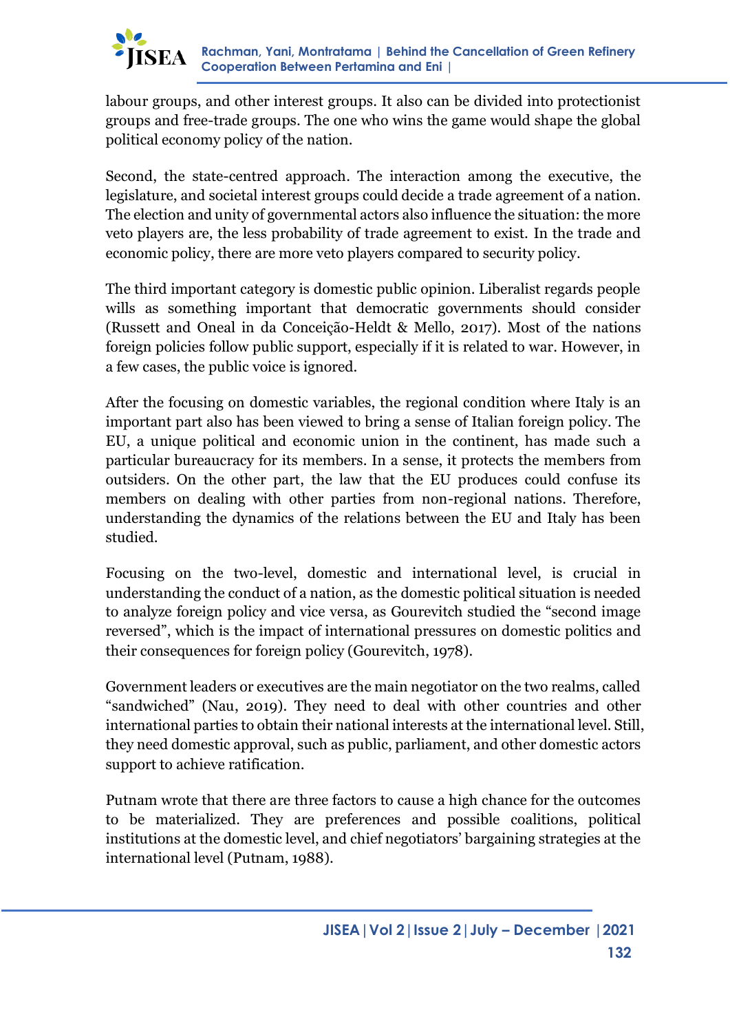labour groups, and other interest groups. It also can be divided into protectionist groups and free-trade groups. The one who wins the game would shape the global political economy policy of the nation.

Second, the state-centred approach. The interaction among the executive, the legislature, and societal interest groups could decide a trade agreement of a nation. The election and unity of governmental actors also influence the situation: the more veto players are, the less probability of trade agreement to exist. In the trade and economic policy, there are more veto players compared to security policy.

The third important category is domestic public opinion. Liberalist regards people wills as something important that democratic governments should consider (Russett and Oneal in da Conceição-Heldt & Mello, 2017). Most of the nations foreign policies follow public support, especially if it is related to war. However, in a few cases, the public voice is ignored.

After the focusing on domestic variables, the regional condition where Italy is an important part also has been viewed to bring a sense of Italian foreign policy. The EU, a unique political and economic union in the continent, has made such a particular bureaucracy for its members. In a sense, it protects the members from outsiders. On the other part, the law that the EU produces could confuse its members on dealing with other parties from non-regional nations. Therefore, understanding the dynamics of the relations between the EU and Italy has been studied.

Focusing on the two-level, domestic and international level, is crucial in understanding the conduct of a nation, as the domestic political situation is needed to analyze foreign policy and vice versa, as Gourevitch studied the "second image reversed", which is the impact of international pressures on domestic politics and their consequences for foreign policy (Gourevitch, 1978).

Government leaders or executives are the main negotiator on the two realms, called "sandwiched" (Nau, 2019). They need to deal with other countries and other international parties to obtain their national interests at the international level. Still, they need domestic approval, such as public, parliament, and other domestic actors support to achieve ratification.

Putnam wrote that there are three factors to cause a high chance for the outcomes to be materialized. They are preferences and possible coalitions, political institutions at the domestic level, and chief negotiators' bargaining strategies at the international level (Putnam, 1988).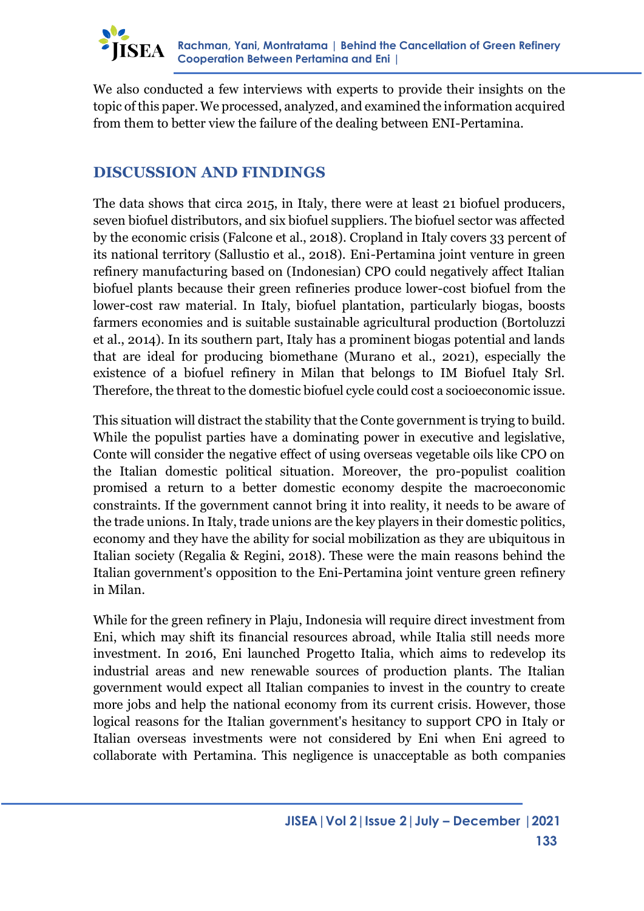We also conducted a few interviews with experts to provide their insights on the topic of this paper. We processed, analyzed, and examined the information acquired from them to better view the failure of the dealing between ENI-Pertamina.

## DISCUSSION AND FINDINGS

The data shows that circa 2015, in Italy, there were at least 21 biofuel producers, seven biofuel distributors, and six biofuel suppliers. The biofuel sector was affected by the economic crisis (Falcone et al., 2018). Cropland in Italy covers 33 percent of its national territory (Sallustio et al., 2018). Eni-Pertamina joint venture in green refinery manufacturing based on (Indonesian) CPO could negatively affect Italian biofuel plants because their green refineries produce lower-cost biofuel from the lower-cost raw material. In Italy, biofuel plantation, particularly biogas, boosts farmers economies and is suitable sustainable agricultural production (Bortoluzzi et al., 2014). In its southern part, Italy has a prominent biogas potential and lands that are ideal for producing biomethane (Murano et al., 2021), especially the existence of a biofuel refinery in Milan that belongs to IM Biofuel Italy Srl. Therefore, the threat to the domestic biofuel cycle could cost a socioeconomic issue.

This situation will distract the stability that the Conte government is trying to build. While the populist parties have a dominating power in executive and legislative, Conte will consider the negative effect of using overseas vegetable oils like CPO on the Italian domestic political situation. Moreover, the pro-populist coalition promised a return to a better domestic economy despite the macroeconomic constraints. If the government cannot bring it into reality, it needs to be aware of the trade unions. In Italy, trade unions are the key players in their domestic politics, economy and they have the ability for social mobilization as they are ubiquitous in Italian society (Regalia & Regini, 2018). These were the main reasons behind the Italian government's opposition to the Eni-Pertamina joint venture green refinery in Milan.

While for the green refinery in Plaju, Indonesia will require direct investment from Eni, which may shift its financial resources abroad, while Italia still needs more investment. In 2016, Eni launched Progetto Italia, which aims to redevelop its industrial areas and new renewable sources of production plants. The Italian government would expect all Italian companies to invest in the country to create more jobs and help the national economy from its current crisis. However, those logical reasons for the Italian government's hesitancy to support CPO in Italy or Italian overseas investments were not considered by Eni when Eni agreed to collaborate with Pertamina. This negligence is unacceptable as both companies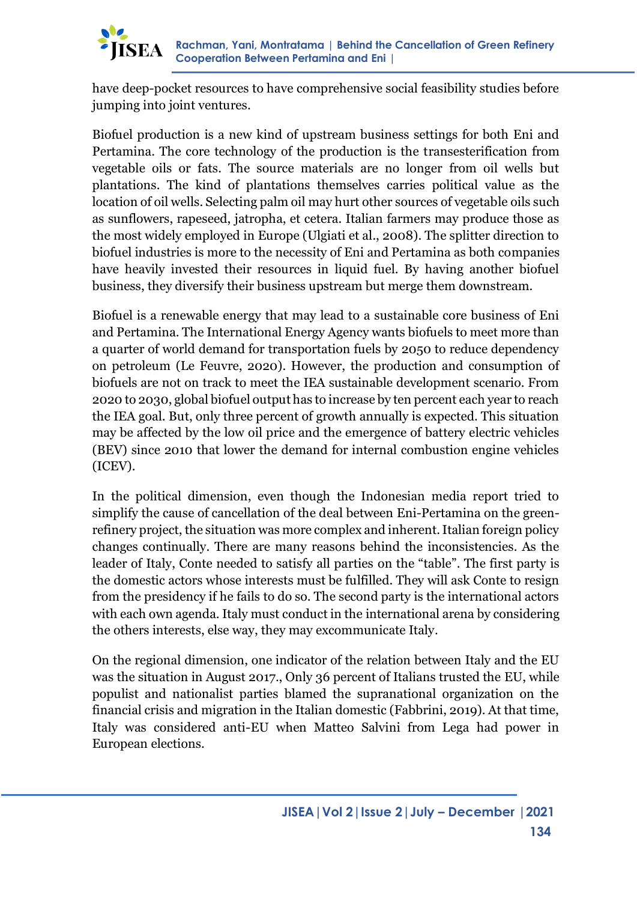have deep-pocket resources to have comprehensive social feasibility studies before jumping into joint ventures.

Biofuel production is a new kind of upstream business settings for both Eni and Pertamina. The core technology of the production is the transesterification from vegetable oils or fats. The source materials are no longer from oil wells but plantations. The kind of plantations themselves carries political value as the location of oil wells. Selecting palm oil may hurt other sources of vegetable oils such as sunflowers, rapeseed, jatropha, et cetera. Italian farmers may produce those as the most widely employed in Europe (Ulgiati et al., 2008). The splitter direction to biofuel industries is more to the necessity of Eni and Pertamina as both companies have heavily invested their resources in liquid fuel. By having another biofuel business, they diversify their business upstream but merge them downstream.

Biofuel is a renewable energy that may lead to a sustainable core business of Eni and Pertamina. The International Energy Agency wants biofuels to meet more than a quarter of world demand for transportation fuels by 2050 to reduce dependency on petroleum (Le Feuvre, 2020). However, the production and consumption of biofuels are not on track to meet the IEA sustainable development scenario. From 2020 to 2030, global biofuel output has to increase by ten percent each year to reach the IEA goal. But, only three percent of growth annually is expected. This situation may be affected by the low oil price and the emergence of battery electric vehicles (BEV) since 2010 that lower the demand for internal combustion engine vehicles (ICEV).

In the political dimension, even though the Indonesian media report tried to simplify the cause of cancellation of the deal between Eni-Pertamina on the green-refinery project, the situation was more complex and inherent. Italian foreign policy changes continually. There are many reasons behind the inconsistencies. As the leader of Italy, Conte needed to satisfy all parties on the "table". The first party is the domestic actors whose interests must be fulfilled. They will ask Conte to resign from the presidency if he fails to do so. The second party is the international actors with each own agenda. Italy must conduct in the international arena by considering the others interests, else way, they may excommunicate Italy.

On the regional dimension, one indicator of the relation between Italy and the EU was the situation in August 2017., Only 36 percent of Italians trusted the EU, while populist and nationalist parties blamed the supranational organization on the financial crisis and migration in the Italian domestic (Fabbrini, 2019). At that time, Italy was considered anti-EU when Matteo Salvini from Lega had power in European elections.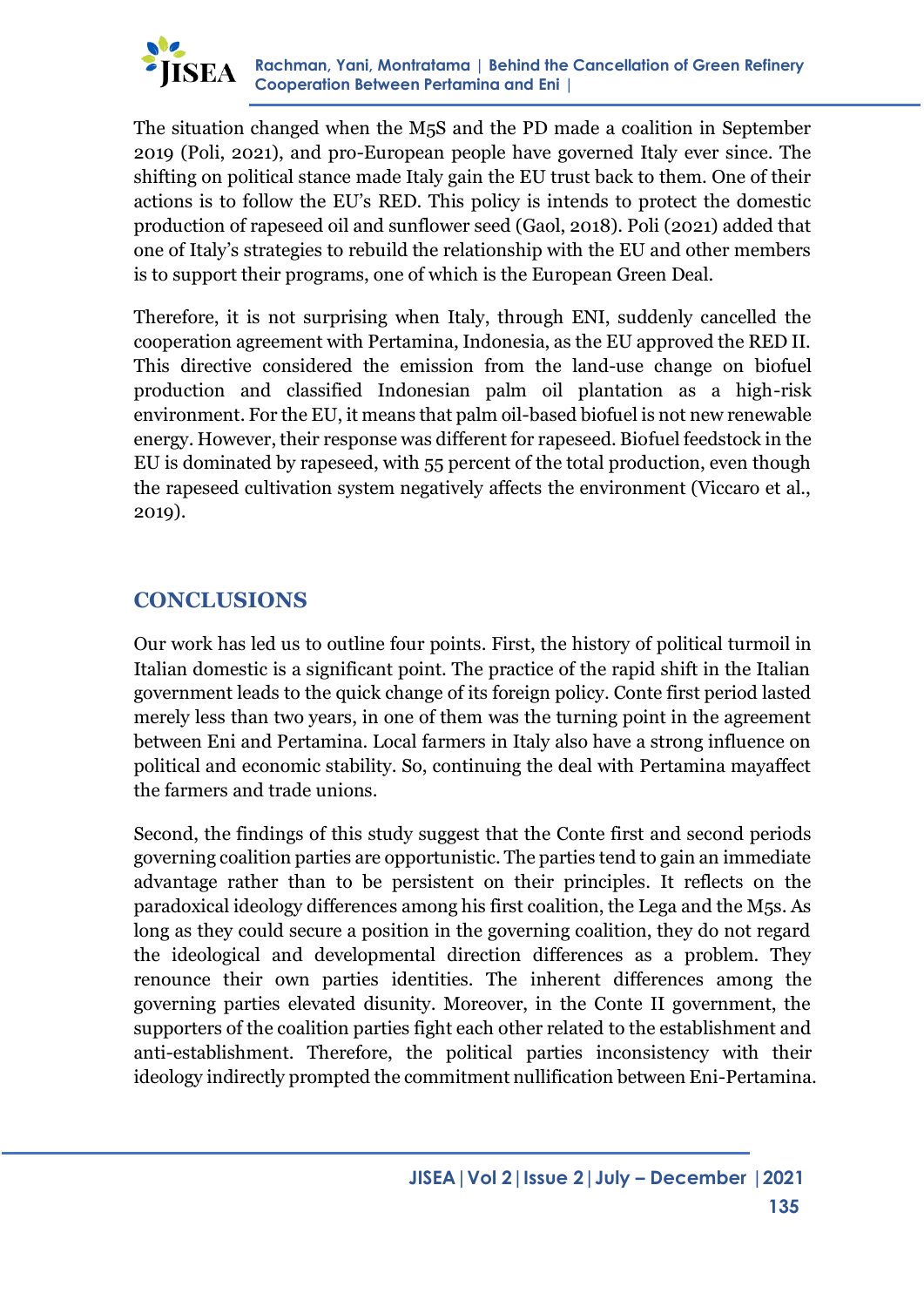The situation changed when the M5S and the PD made a coalition in September 2019 (Poli, 2021), and pro-European people have governed Italy ever since. The shifting on political stance made Italy gain the EU trust back to them. One of their actions is to follow the EU's RED. This policy is intends to protect the domestic production of rapeseed oil and sunflower seed (Gaol, 2018). Poli (2021) added that one of Italy's strategies to rebuild the relationship with the EU and other members is to support their programs, one of which is the European Green Deal.

Therefore, it is not surprising when Italy, through ENI, suddenly cancelled the cooperation agreement with Pertamina, Indonesia, as the EU approved the RED II. This directive considered the emission from the land-use change on biofuel production and classified Indonesian palm oil plantation as a high-risk environment. For the EU, it means that palm oil-based biofuel is not new renewable energy. However, their response was different for rapeseed. Biofuel feedstock in the EU is dominated by rapeseed, with 55 percent of the total production, even though the rapeseed cultivation system negatively affects the environment (Viccaro et al., 2019).

## CONCLUSIONS

Our work has led us to outline four points. First, the history of political turmoil in Italian domestic is a significant point. The practice of the rapid shift in the Italian government leads to the quick change of its foreign policy. Conte first period lasted merely less than two years, in one of them was the turning point in the agreement between Eni and Pertamina. Local farmers in Italy also have a strong influence on political and economic stability. So, continuing the deal with Pertamina mayaffect the farmers and trade unions.

Second, the findings of this study suggest that the Conte first and second periods governing coalition parties are opportunistic. The parties tend to gain an immediate advantage rather than to be persistent on their principles. It reflects on the paradoxical ideology differences among his first coalition, the Lega and the M5s. As long as they could secure a position in the governing coalition, they do not regard the ideological and developmental direction differences as a problem. They renounce their own parties identities. The inherent differences among the governing parties elevated disunity. Moreover, in the Conte II government, the supporters of the coalition parties fight each other related to the establishment and anti-establishment. Therefore, the political parties inconsistency with their ideology indirectly prompted the commitment nullification between Eni-Pertamina.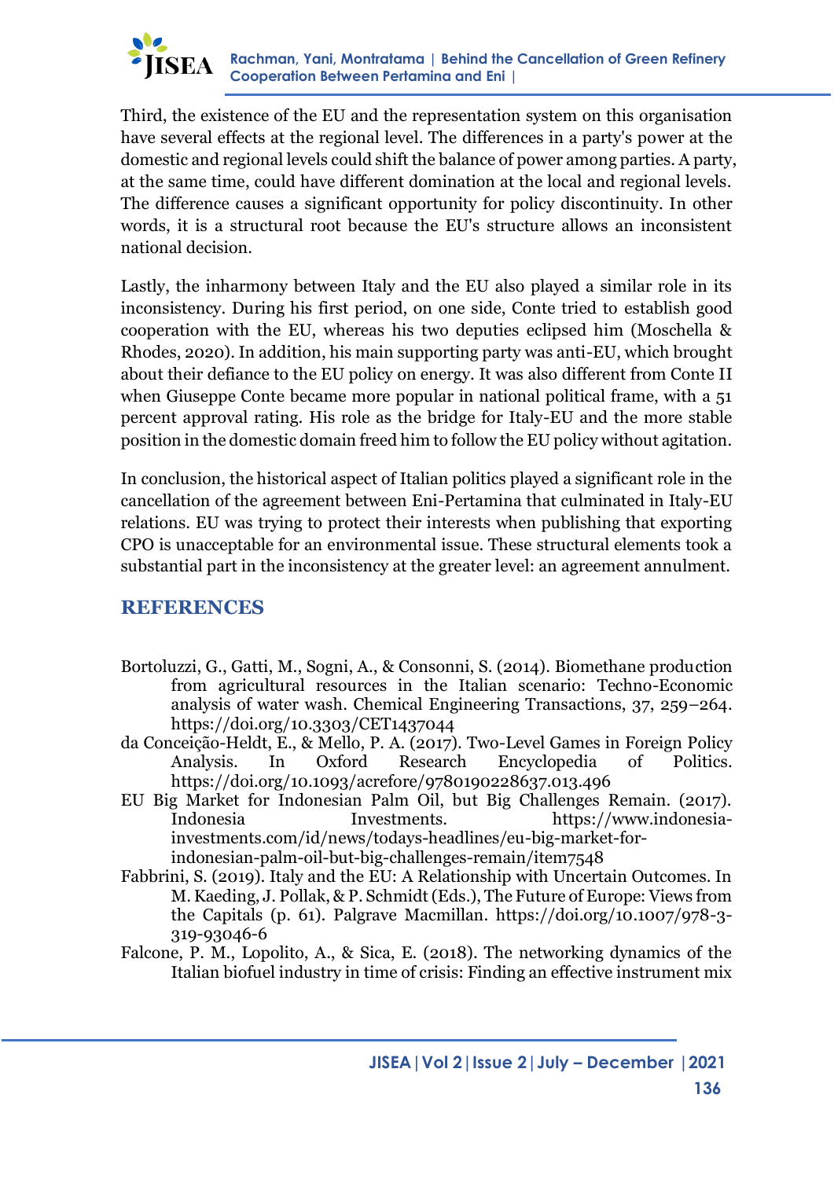Third, the existence of the EU and the representation system on this organisation have several effects at the regional level. The differences in a party's power at the domestic and regional levels could shift the balance of power among parties. A party, at the same time, could have different domination at the local and regional levels. The difference causes a significant opportunity for policy discontinuity. In other words, it is a structural root because the EU's structure allows an inconsistent national decision.

Lastly, the inharmony between Italy and the EU also played a similar role in its inconsistency. During his first period, on one side, Conte tried to establish good cooperation with the EU, whereas his two deputies eclipsed him (Moschella & Rhodes, 2020). In addition, his main supporting party was anti-EU, which brought about their defiance to the EU policy on energy. It was also different from Conte II when Giuseppe Conte became more popular in national political frame, with a 51 percent approval rating. His role as the bridge for Italy-EU and the more stable position in the domestic domain freed him to follow the EU policy without agitation.

In conclusion, the historical aspect of Italian politics played a significant role in the cancellation of the agreement between Eni-Pertamina that culminated in Italy-EU relations. EU was trying to protect their interests when publishing that exporting CPO is unacceptable for an environmental issue. These structural elements took a substantial part in the inconsistency at the greater level: an agreement annulment.

## REFERENCES

Bortoluzzi, G., Gatti, M., Sogni, A., & Consonni, S. (2014). Biomethane production from agricultural resources in the Italian scenario: Techno-Economic analysis of water wash. Chemical Engineering Transactions, 37, 259–264. https://doi.org/10.3303/CET1437044

da Conceição-Heldt, E., & Mello, P. A. (2017). Two-Level Games in Foreign Policy Analysis. In Oxford Research Encyclopedia of Politics. https://doi.org/10.1093/acrefore/9780190228637.013.496

EU Big Market for Indonesian Palm Oil, but Big Challenges Remain. (2017). Indonesia Investments. https://www.indonesia-investments.com/id/news/todays-headlines/eu-big-market-for-indonesian-palm-oil-but-big-challenges-remain/item7548

Fabbrini, S. (2019). Italy and the EU: A Relationship with Uncertain Outcomes. In M. Kaeding, J. Pollak, & P. Schmidt (Eds.), The Future of Europe: Views from the Capitals (p. 61). Palgrave Macmillan. https://doi.org/10.1007/978-3-319-93046-6

Falcone, P. M., Lopolito, A., & Sica, E. (2018). The networking dynamics of the Italian biofuel industry in time of crisis: Finding an effective instrument mix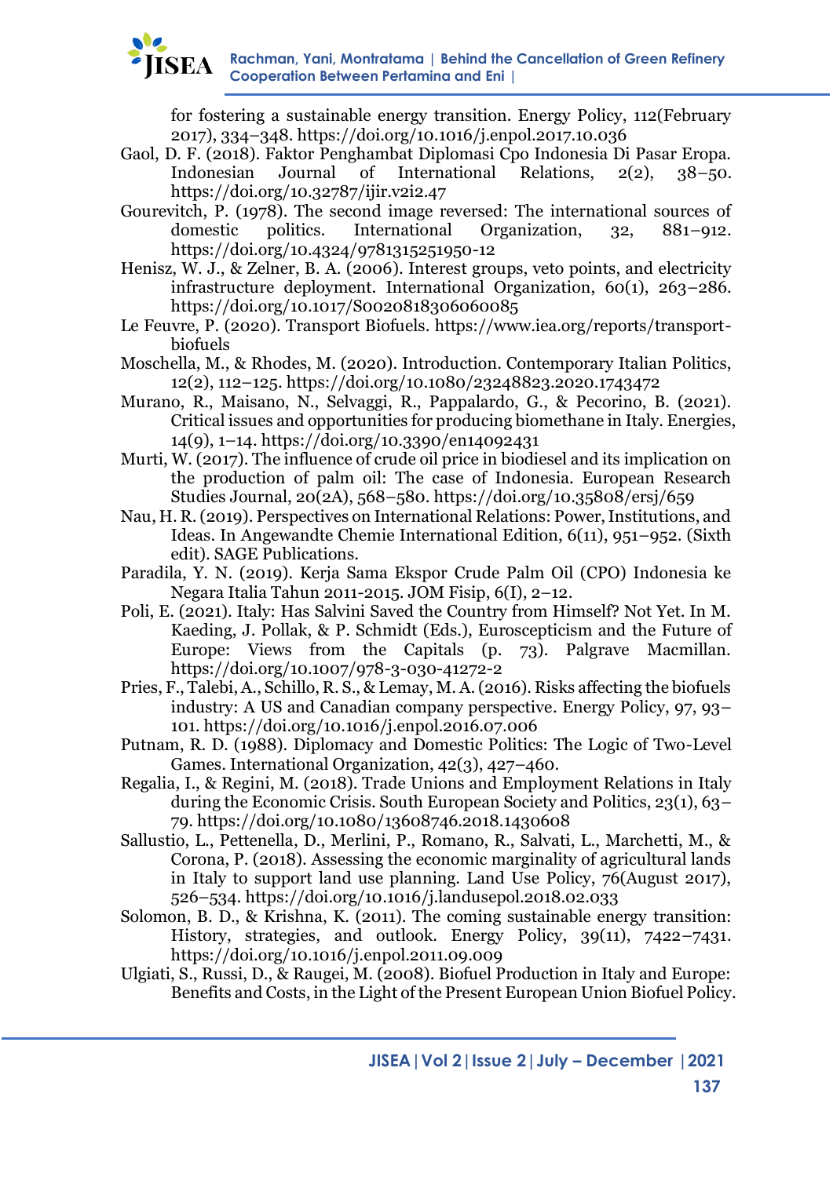for fostering a sustainable energy transition. Energy Policy, 112(February 2017), 334–348. https://doi.org/10.1016/j.enpol.2017.10.036

Gaol, D. F. (2018). Faktor Penghambat Diplomasi Cpo Indonesia Di Pasar Eropa. Indonesian Journal of International Relations, 2(2), 38–50. https://doi.org/10.32787/ijir.v2i2.47

Gourevitch, P. (1978). The second image reversed: The international sources of domestic politics. International Organization, 32, 881–912. https://doi.org/10.4324/9781315251950-12

Henisz, W. J., & Zelner, B. A. (2006). Interest groups, veto points, and electricity infrastructure deployment. International Organization, 60(1), 263–286. https://doi.org/10.1017/S0020818306060085

Le Feuvre, P. (2020). Transport Biofuels. https://www.iea.org/reports/transport-biofuels

Moschella, M., & Rhodes, M. (2020). Introduction. Contemporary Italian Politics, 12(2), 112–125. https://doi.org/10.1080/23248823.2020.1743472

Murano, R., Maisano, N., Selvaggi, R., Pappalardo, G., & Pecorino, B. (2021). Critical issues and opportunities for producing biomethane in Italy. Energies, 14(9), 1–14. https://doi.org/10.3390/en14092431

Murti, W. (2017). The influence of crude oil price in biodiesel and its implication on the production of palm oil: The case of Indonesia. European Research Studies Journal, 20(2A), 568–580. https://doi.org/10.35808/ersj/659

Nau, H. R. (2019). Perspectives on International Relations: Power, Institutions, and Ideas. In Angewandte Chemie International Edition, 6(11), 951–952. (Sixth edit). SAGE Publications.

Paradila, Y. N. (2019). Kerja Sama Ekspor Crude Palm Oil (CPO) Indonesia ke Negara Italia Tahun 2011-2015. JOM Fisip, 6(I), 2–12.

Poli, E. (2021). Italy: Has Salvini Saved the Country from Himself? Not Yet. In M. Kaeding, J. Pollak, & P. Schmidt (Eds.), Euroscepticism and the Future of Europe: Views from the Capitals (p. 73). Palgrave Macmillan. https://doi.org/10.1007/978-3-030-41272-2

Pries, F., Talebi, A., Schillo, R. S., & Lemay, M. A. (2016). Risks affecting the biofuels industry: A US and Canadian company perspective. Energy Policy, 97, 93–101. https://doi.org/10.1016/j.enpol.2016.07.006

Putnam, R. D. (1988). Diplomacy and Domestic Politics: The Logic of Two-Level Games. International Organization, 42(3), 427–460.

Regalia, I., & Regini, M. (2018). Trade Unions and Employment Relations in Italy during the Economic Crisis. South European Society and Politics, 23(1), 63–79. https://doi.org/10.1080/13608746.2018.1430608

Sallustio, L., Pettenella, D., Merlini, P., Romano, R., Salvati, L., Marchetti, M., & Corona, P. (2018). Assessing the economic marginality of agricultural lands in Italy to support land use planning. Land Use Policy, 76(August 2017), 526–534. https://doi.org/10.1016/j.landusepol.2018.02.033

Solomon, B. D., & Krishna, K. (2011). The coming sustainable energy transition: History, strategies, and outlook. Energy Policy, 39(11), 7422–7431. https://doi.org/10.1016/j.enpol.2011.09.009

Ulgiati, S., Russi, D., & Raugei, M. (2008). Biofuel Production in Italy and Europe: Benefits and Costs, in the Light of the Present European Union Biofuel Policy.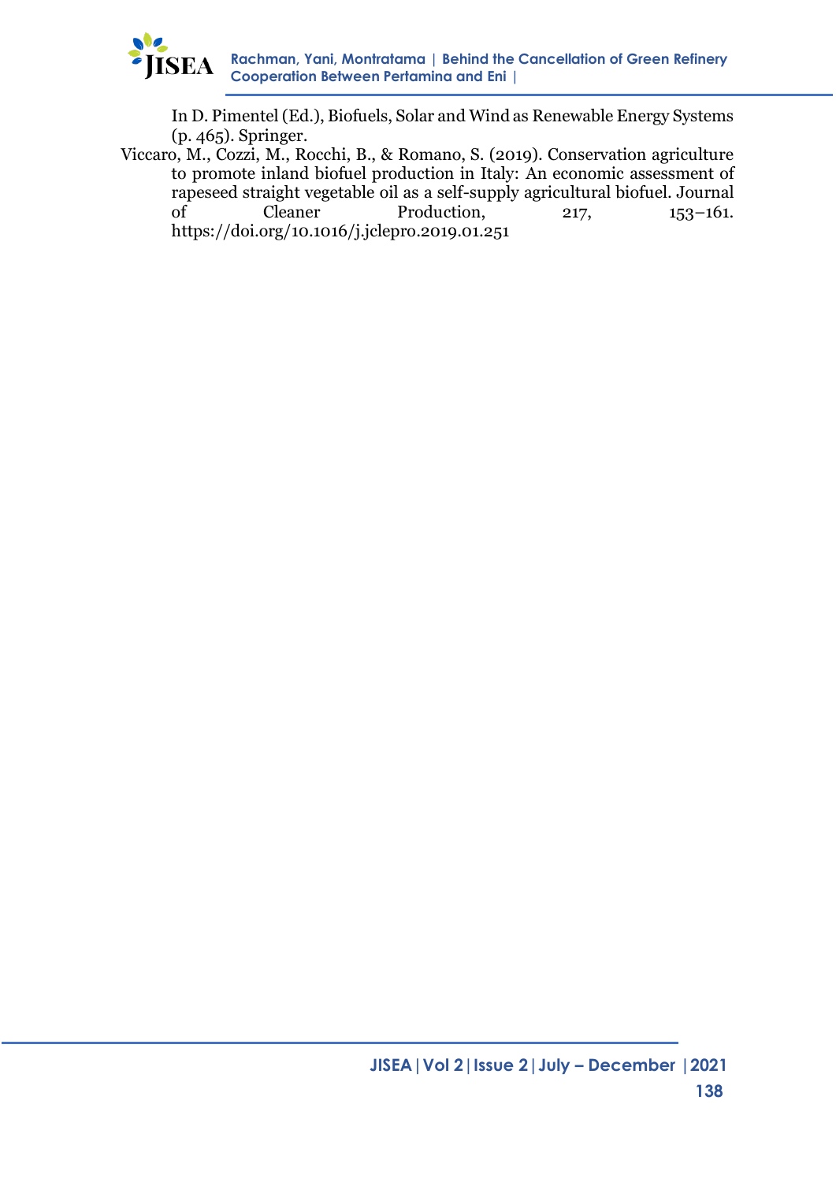In D. Pimentel (Ed.), Biofuels, Solar and Wind as Renewable Energy Systems (p. 465). Springer.

Viccaro, M., Cozzi, M., Rocchi, B., & Romano, S. (2019). Conservation agriculture to promote inland biofuel production in Italy: An economic assessment of rapeseed straight vegetable oil as a self-supply agricultural biofuel. Journal of Cleaner Production, 217, 153–161. https://doi.org/10.1016/j.jclepro.2019.01.251